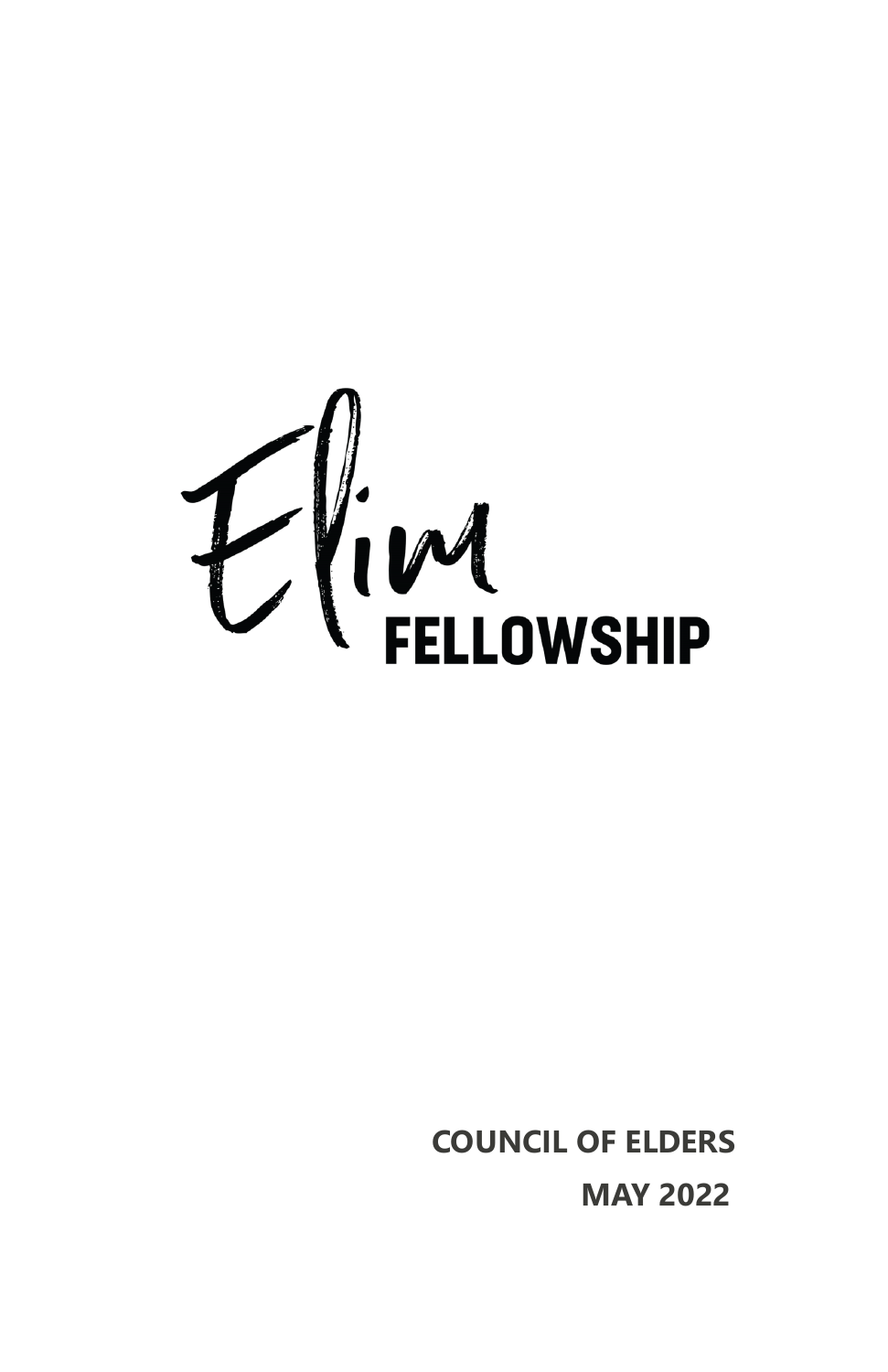# Elim FELLOWSHIP

**COUNCIL OF ELDERS**

**MAY 2022**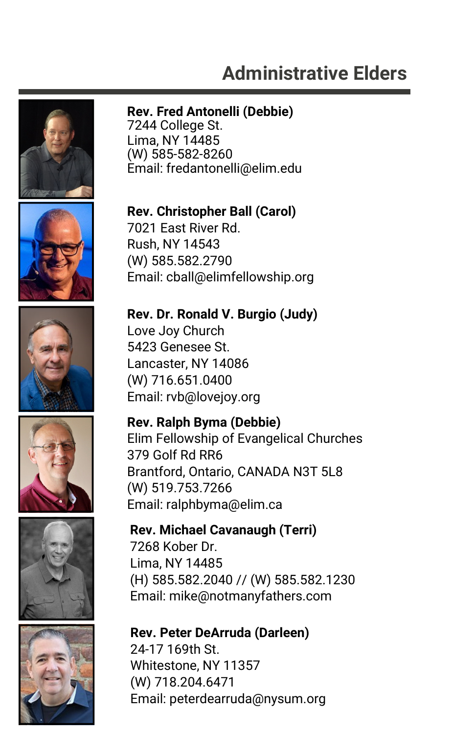## Administrative Elders

**Rev. Fred Antonelli (Debbie)**
7244 College St.
Lima, NY 14485
(W) 585-582-8260
Email: fredantonelli@elim.edu

**Rev. Christopher Ball (Carol)**
7021 East River Rd.
Rush, NY 14543
(W) 585.582.2790
Email: cball@elimfellowship.org

**Rev. Dr. Ronald V. Burgio (Judy)**
Love Joy Church
5423 Genesee St.
Lancaster, NY 14086
(W) 716.651.0400
Email: rvb@lovejoy.org

**Rev. Ralph Byma (Debbie)**
Elim Fellowship of Evangelical Churches
379 Golf Rd RR6
Brantford, Ontario, CANADA N3T 5L8
(W) 519.753.7266
Email: ralphbyma@elim.ca

**Rev. Michael Cavanaugh (Terri)**
7268 Kober Dr.
Lima, NY 14485
(H) 585.582.2040 // (W) 585.582.1230
Email: mike@notmanyfathers.com

**Rev. Peter DeArruda (Darleen)**
24-17 169th St.
Whitestone, NY 11357
(W) 718.204.6471
Email: peterdearruda@nysum.org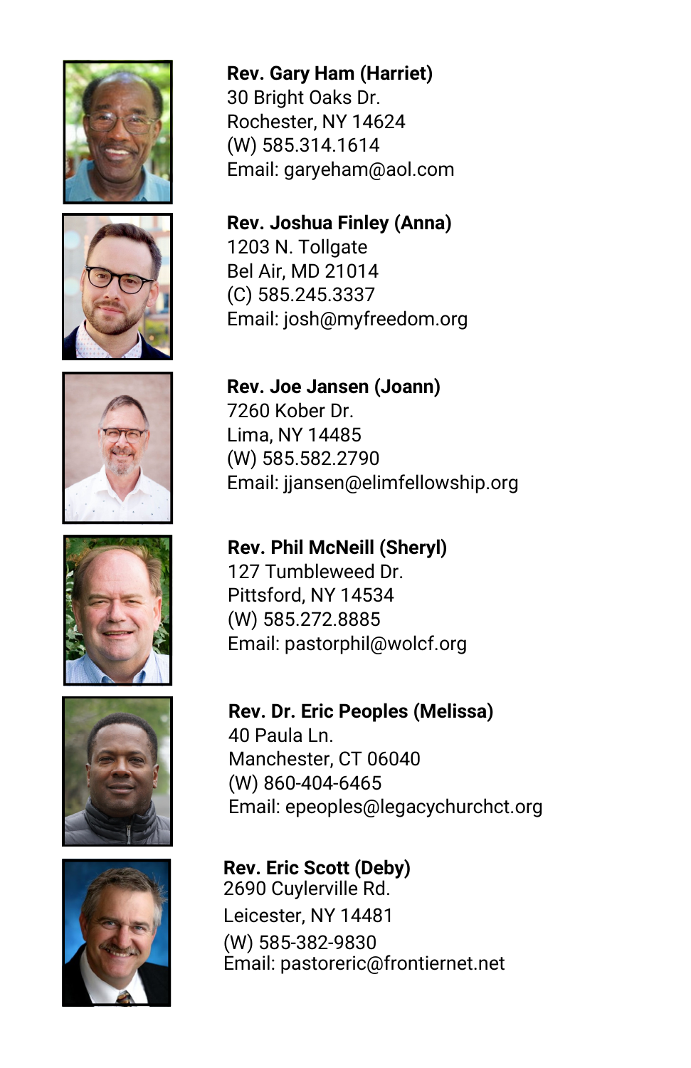**Rev. Gary Ham (Harriet)**
30 Bright Oaks Dr.
Rochester, NY 14624
(W) 585.314.1614
Email: garyeham@aol.com

**Rev. Joshua Finley (Anna)**
1203 N. Tollgate
Bel Air, MD 21014
(C) 585.245.3337
Email: josh@myfreedom.org

**Rev. Joe Jansen (Joann)**
7260 Kober Dr.
Lima, NY 14485
(W) 585.582.2790
Email: jjansen@elimfellowship.org

**Rev. Phil McNeill (Sheryl)**
127 Tumbleweed Dr.
Pittsford, NY 14534
(W) 585.272.8885
Email: pastorphil@wolcf.org

**Rev. Dr. Eric Peoples (Melissa)**
40 Paula Ln.
Manchester, CT 06040
(W) 860-404-6465
Email: epeoples@legacychurchct.org

**Rev. Eric Scott (Deby)**
2690 Cuylerville Rd.
Leicester, NY 14481
(W) 585-382-9830
Email: pastoreric@frontiernet.net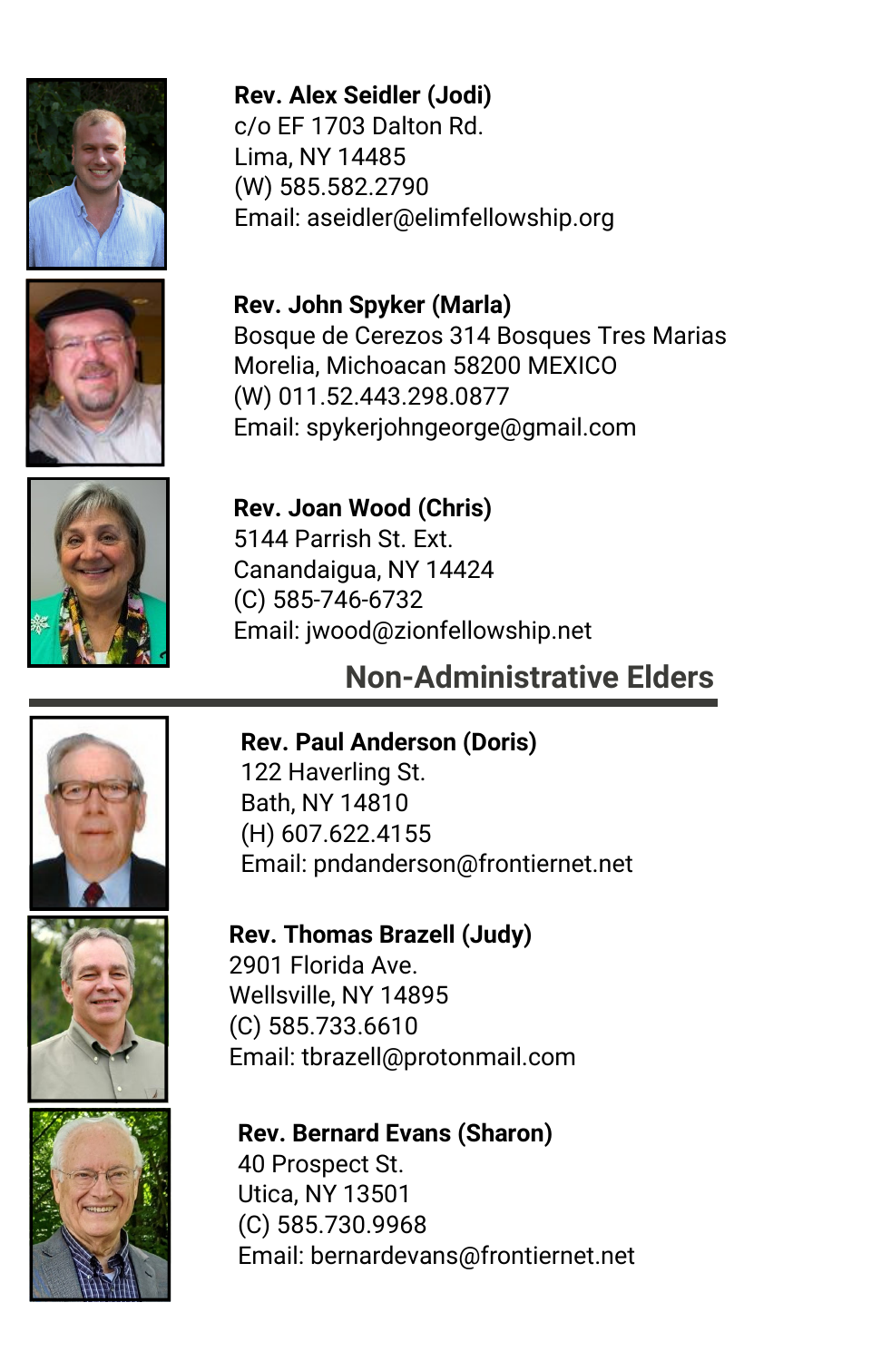**Rev. Alex Seidler (Jodi)**
c/o EF 1703 Dalton Rd.
Lima, NY 14485
(W) 585.582.2790
Email: aseidler@elimfellowship.org

**Rev. John Spyker (Marla)**
Bosque de Cerezos 314 Bosques Tres Marias
Morelia, Michoacan 58200 MEXICO
(W) 011.52.443.298.0877
Email: spykerjohngeorge@gmail.com

**Rev. Joan Wood (Chris)**
5144 Parrish St. Ext.
Canandaigua, NY 14424
(C) 585-746-6732
Email: jwood@zionfellowship.net

## Non-Administrative Elders

**Rev. Paul Anderson (Doris)**
122 Haverling St.
Bath, NY 14810
(H) 607.622.4155
Email: pndanderson@frontiernet.net

**Rev. Thomas Brazell (Judy)**
2901 Florida Ave.
Wellsville, NY 14895
(C) 585.733.6610
Email: tbrazell@protonmail.com

**Rev. Bernard Evans (Sharon)**
40 Prospect St.
Utica, NY 13501
(C) 585.730.9968
Email: bernardevans@frontiernet.net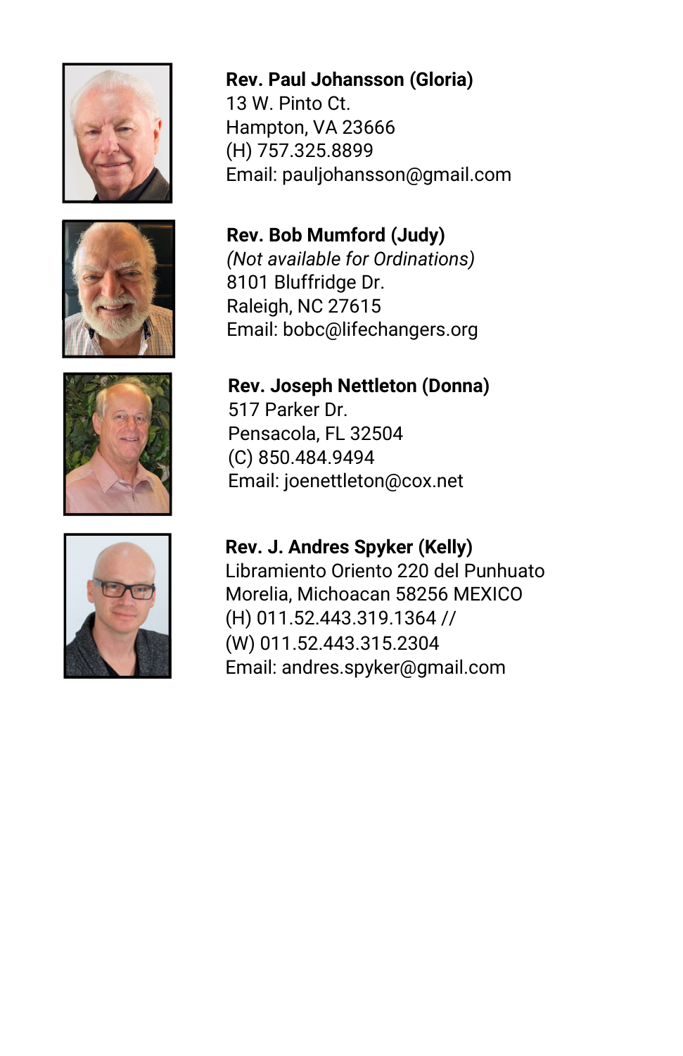**Rev. Paul Johansson (Gloria)**
13 W. Pinto Ct.
Hampton, VA 23666
(H) 757.325.8899
Email: pauljohansson@gmail.com

**Rev. Bob Mumford (Judy)**
*(Not available for Ordinations)*
8101 Bluffridge Dr.
Raleigh, NC 27615
Email: bobc@lifechangers.org

**Rev. Joseph Nettleton (Donna)**
517 Parker Dr.
Pensacola, FL 32504
(C) 850.484.9494
Email: joenettleton@cox.net

**Rev. J. Andres Spyker (Kelly)**
Libramiento Oriento 220 del Punhuato
Morelia, Michoacan 58256 MEXICO
(H) 011.52.443.319.1364 //
(W) 011.52.443.315.2304
Email: andres.spyker@gmail.com